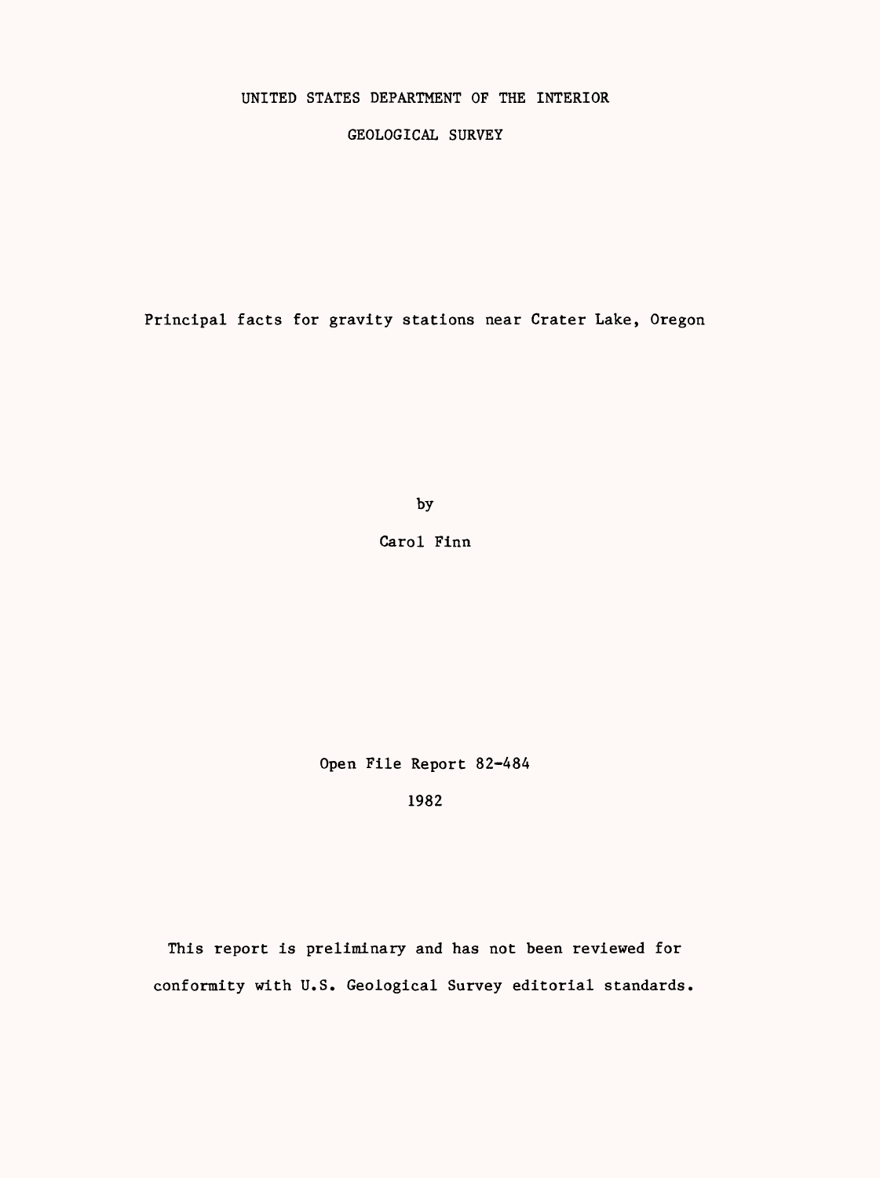UNITED STATES DEPARTMENT OF THE INTERIOR

GEOLOGICAL SURVEY

# Principal facts for gravity stations near Crater Lake, Oregon

by

Carol Finn

Open File Report 82-484

1982

This report is preliminary and has not been reviewed for conformity with U.S. Geological Survey editorial standards.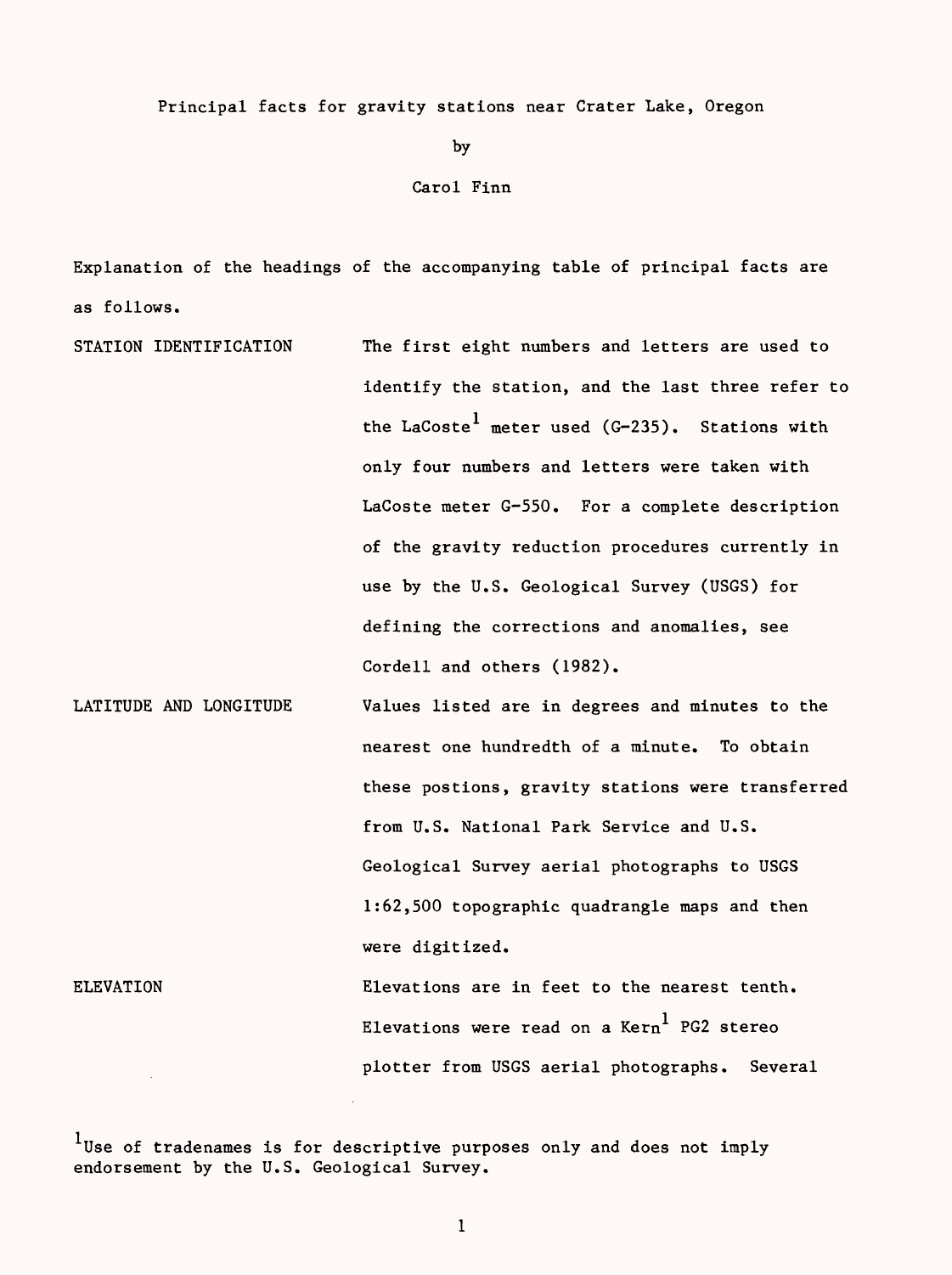Principal facts for gravity stations near Crater Lake, Oregon

by

Carol Finn

Explanation of the headings of the accompanying table of principal facts are as follows.

STATION IDENTIFICATION — The first eight numbers and letters are used to identify the station, and the last three refer to the LaCoste[1] meter used (G-235). Stations with only four numbers and letters were taken with LaCoste meter G-550. For a complete description of the gravity reduction procedures currently in use by the U.S. Geological Survey (USGS) for defining the corrections and anomalies, see Cordell and others (1982).

LATITUDE AND LONGITUDE — Values listed are in degrees and minutes to the nearest one hundredth of a minute. To obtain these postions, gravity stations were transferred from U.S. National Park Service and U.S. Geological Survey aerial photographs to USGS 1:62,500 topographic quadrangle maps and then were digitized.

ELEVATION — Elevations are in feet to the nearest tenth. Elevations were read on a Kern[1] PG2 stereo plotter from USGS aerial photographs. Several

[1]Use of tradenames is for descriptive purposes only and does not imply endorsement by the U.S. Geological Survey.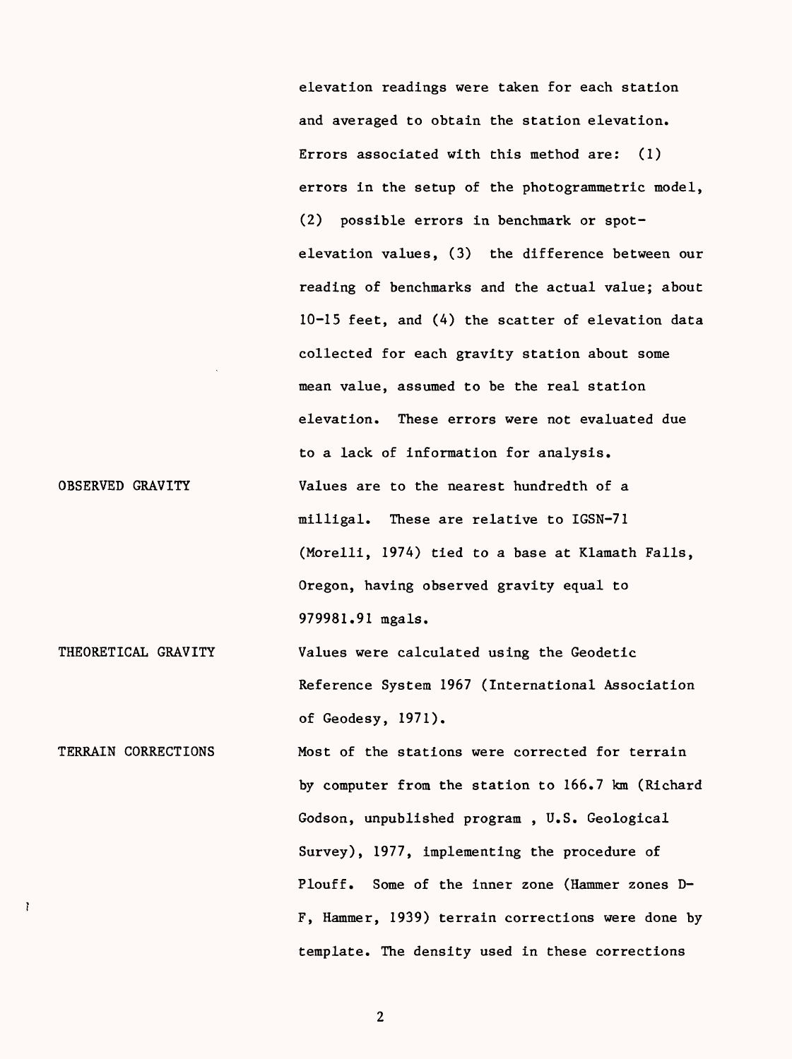elevation readings were taken for each station and averaged to obtain the station elevation. Errors associated with this method are: (1) errors in the setup of the photogrammetric model, (2) possible errors in benchmark or spot-elevation values, (3) the difference between our reading of benchmarks and the actual value; about 10-15 feet, and (4) the scatter of elevation data collected for each gravity station about some mean value, assumed to be the real station elevation. These errors were not evaluated due to a lack of information for analysis.

**OBSERVED GRAVITY**

Values are to the nearest hundredth of a milligal. These are relative to IGSN-71 (Morelli, 1974) tied to a base at Klamath Falls, Oregon, having observed gravity equal to 979981.91 mgals.

**THEORETICAL GRAVITY**

Values were calculated using the Geodetic Reference System 1967 (International Association of Geodesy, 1971).

**TERRAIN CORRECTIONS**

Most of the stations were corrected for terrain by computer from the station to 166.7 km (Richard Godson, unpublished program , U.S. Geological Survey), 1977, implementing the procedure of Plouff. Some of the inner zone (Hammer zones D-F, Hammer, 1939) terrain corrections were done by template. The density used in these corrections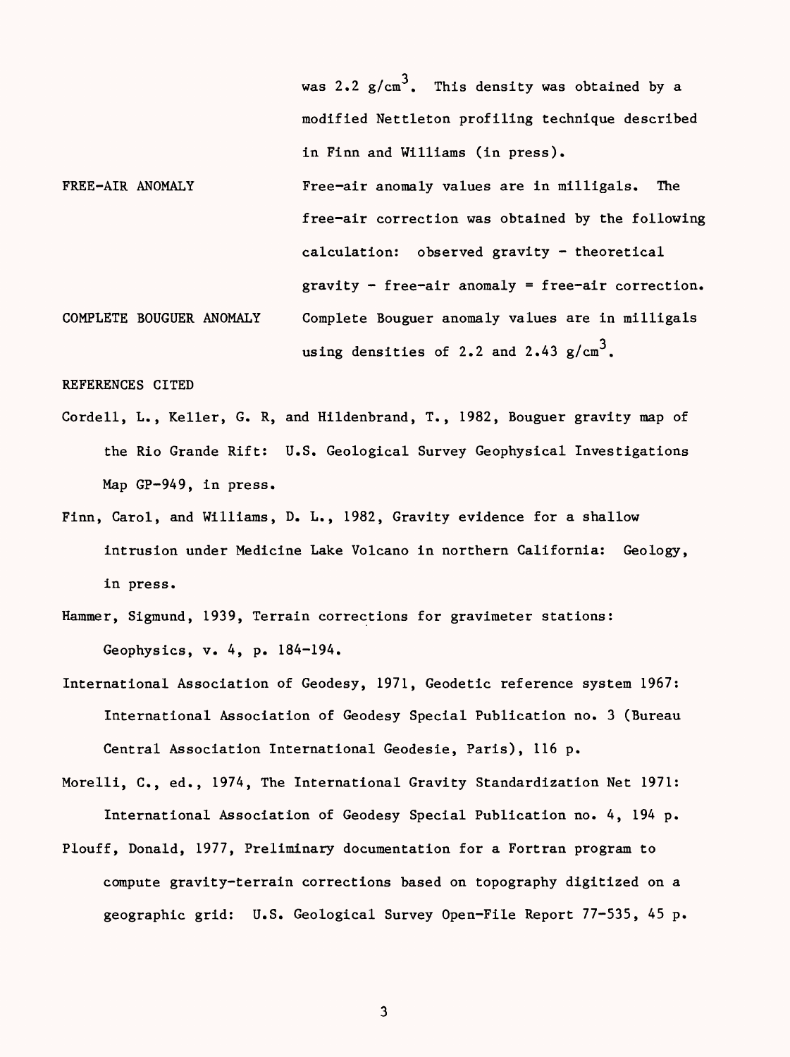was 2.2 g/cm$^3$. This density was obtained by a modified Nettleton profiling technique described in Finn and Williams (in press).

FREE-AIR ANOMALY — Free-air anomaly values are in milligals. The free-air correction was obtained by the following calculation: observed gravity - theoretical gravity - free-air anomaly = free-air correction.

COMPLETE BOUGUER ANOMALY — Complete Bouguer anomaly values are in milligals using densities of 2.2 and 2.43 g/cm$^3$.

REFERENCES CITED

Cordell, L., Keller, G. R, and Hildenbrand, T., 1982, Bouguer gravity map of the Rio Grande Rift: U.S. Geological Survey Geophysical Investigations Map GP-949, in press.

Finn, Carol, and Williams, D. L., 1982, Gravity evidence for a shallow intrusion under Medicine Lake Volcano in northern California: Geology, in press.

Hammer, Sigmund, 1939, Terrain corrections for gravimeter stations: Geophysics, v. 4, p. 184-194.

International Association of Geodesy, 1971, Geodetic reference system 1967: International Association of Geodesy Special Publication no. 3 (Bureau Central Association International Geodesie, Paris), 116 p.

Morelli, C., ed., 1974, The International Gravity Standardization Net 1971: International Association of Geodesy Special Publication no. 4, 194 p.

Plouff, Donald, 1977, Preliminary documentation for a Fortran program to compute gravity-terrain corrections based on topography digitized on a geographic grid: U.S. Geological Survey Open-File Report 77-535, 45 p.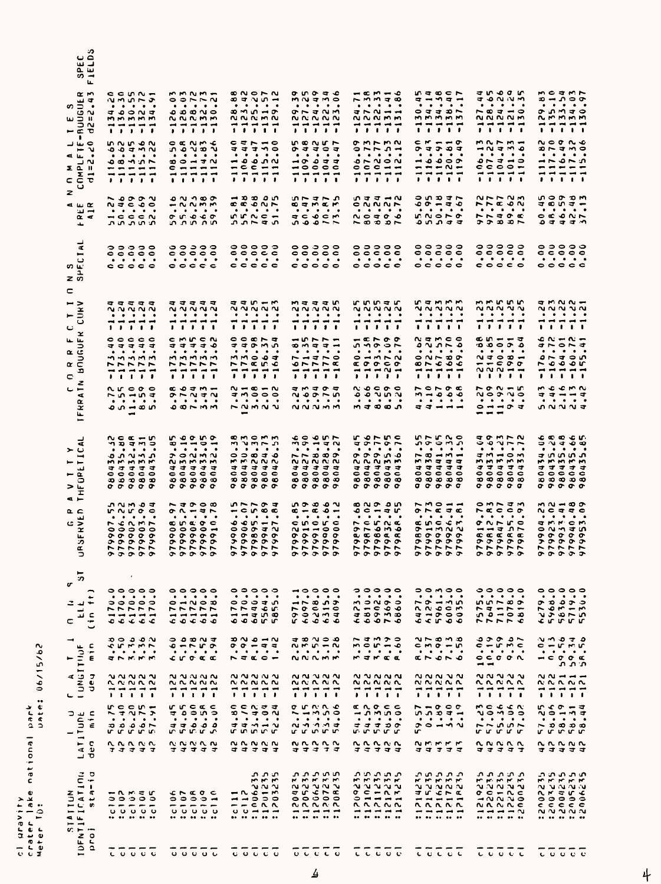cl gravity
crater lake national park
Date: 06/15/82
Meter ID:

| STATION IDENTIFICATION proj | sta-id | LATITUDE deg | min | LONGITUDE deg | min | ELEV (in ft) | ST | GRAVITY OBSERVED | THEORETICAL | CORRECTIONS TERRAIN | BOUGUER | CURV | SPECIAL | ANOMALIES FREE AIR | COMPLETE-BOUGUER d1=2.20 | d2=2.43 | SPEC FIELDS |
|---|---|---|---|---|---|---|---|---|---|---|---|---|---|---|---|---|---|
| cl | :cl01 | 42 | 58.75 | -122 | 4.68 | 6170.0 | | 979907.55 | 980436.32 | 6.72 | -173.40 | -1.24 | 0.00 | 51.27 | -116.65 | -134.20 | |
| cl | :cl02 | 42 | 58.40 | -122 | 7.50 | 6170.0 | | 979906.22 | 980435.80 | 5.55 | -173.40 | -1.24 | 0.00 | 50.46 | -118.62 | -136.30 | |
| cl | :cl03 | 42 | 56.20 | -122 | 3.36 | 6170.0 | | 979902.53 | 980432.48 | 11.10 | -173.40 | -1.24 | 0.00 | 50.09 | -113.45 | -130.55 | |
| cl | :cl04 | 42 | 56.75 | -122 | 3.36 | 6170.0 | | 979903.96 | 980433.31 | 8.59 | -173.40 | -1.24 | 0.00 | 50.69 | -115.36 | -132.72 | |
| cl | :cl05 | 42 | 57.91 | -122 | 3.72 | 6170.0 | | 979907.04 | 980435.05 | 5.40 | -173.40 | -1.24 | 0.00 | 52.02 | -117.22 | -134.91 | |
| cl | :cl06 | 42 | 54.45 | -122 | 6.60 | 6170.0 | | 979908.97 | 980429.85 | 6.98 | -173.40 | -1.24 | 0.00 | 59.16 | -108.50 | -126.03 | |
| cl | :cl07 | 42 | 54.65 | -122 | 5.16 | 6171.0 | | 979905.74 | 980430.16 | 8.76 | -173.43 | -1.24 | 0.00 | 55.22 | -110.68 | -128.03 | |
| cl | :cl08 | 42 | 56.00 | -122 | 9.78 | 6172.0 | | 979908.19 | 980432.19 | 7.24 | -173.45 | -1.24 | 0.00 | 56.25 | -111.22 | -128.72 | |
| cl | :cl09 | 42 | 56.58 | -122 | 8.52 | 6170.0 | | 979909.40 | 980433.05 | 3.43 | -173.40 | -1.24 | 0.00 | 56.38 | -114.83 | -132.73 | |
| cl | :cl10 | 42 | 56.00 | -122 | 8.94 | 6178.0 | | 979910.78 | 980432.19 | 3.21 | -173.62 | -1.24 | 0.00 | 59.39 | -112.26 | -130.21 | |
| cl | :cl11 | 42 | 54.80 | -122 | 7.98 | 6170.0 | | 979906.15 | 980430.38 | 7.42 | -173.40 | -1.24 | 0.00 | 55.81 | -111.40 | -128.88 | |
| cl | :cl12 | 42 | 54.70 | -122 | 4.92 | 6170.0 | | 979906.07 | 980430.23 | 12.31 | -173.40 | -1.24 | 0.00 | 55.88 | -106.44 | -123.42 | |
| cl | :1006235 | 42 | 53.42 | -122 | 8.16 | 6440.0 | | 979895.57 | 980428.30 | 3.08 | -180.98 | -1.25 | 0.00 | 72.68 | -106.47 | -125.20 | |
| cl | :1201235 | 42 | 51.04 | -122 | 0.41 | 5564.0 | | 979941.89 | 980424.73 | 2.01 | -156.37 | -1.21 | 0.00 | 40.26 | -115.51 | -131.57 | |
| cl | :1203235 | 42 | 52.24 | -122 | 1.42 | 5855.0 | | 979927.84 | 980426.53 | 2.02 | -164.54 | -1.23 | 0.00 | 51.75 | -112.00 | -129.12 | |
| cl | :1204235 | 42 | 52.79 | -122 | 2.24 | 5971.1 | | 979920.85 | 980427.36 | 2.24 | -167.81 | -1.23 | 0.00 | 54.85 | -111.95 | -129.39 | |
| cl | :1205235 | 42 | 53.15 | -122 | 2.38 | 6097.0 | | 979915.19 | 980427.90 | 2.63 | -171.35 | -1.24 | 0.00 | 60.47 | -109.48 | -127.25 | |
| cl | :1206235 | 42 | 53.32 | -122 | 2.52 | 6208.0 | | 979910.86 | 980428.16 | 2.94 | -174.47 | -1.24 | 0.00 | 66.34 | -106.42 | -124.49 | |
| cl | :1207235 | 42 | 53.52 | -122 | 3.10 | 6315.0 | | 979905.66 | 980428.45 | 3.79 | -177.47 | -1.24 | 0.00 | 70.87 | -104.05 | -122.34 | |
| cl | :1208235 | 42 | 54.06 | -122 | 3.28 | 6409.0 | | 979900.12 | 980429.27 | 3.54 | -180.11 | -1.25 | 0.00 | 73.35 | -104.47 | -123.06 | |
| cl | :1209235 | 42 | 54.18 | -122 | 3.37 | 6423.0 | | 979897.68 | 980429.45 | 3.62 | -180.51 | -1.25 | 0.00 | 72.05 | -106.09 | -124.71 | |
| cl | :1210235 | 42 | 54.52 | -122 | 4.04 | 6810.0 | | 979870.02 | 980429.96 | 4.66 | -191.38 | -1.25 | 0.00 | 80.24 | -107.73 | -127.38 | |
| cl | :1211235 | 42 | 54.39 | -122 | 3.53 | 6902.0 | | 979865.19 | 980429.77 | 8.20 | -193.97 | -1.25 | 0.00 | 84.24 | -102.77 | -122.33 | |
| cl | :1212235 | 42 | 58.50 | -122 | 8.19 | 7369.0 | | 979832.46 | 980435.95 | 8.59 | -207.09 | -1.24 | 0.00 | 89.21 | -110.53 | -131.41 | |
| cl | :1213235 | 42 | 59.00 | -122 | 8.60 | 6860.0 | | 979868.55 | 980436.70 | 5.20 | -192.79 | -1.25 | 0.00 | 76.72 | -112.12 | -131.86 | |
| cl | :1214235 | 42 | 59.57 | -122 | 8.02 | 6427.0 | | 979898.97 | 980437.55 | 4.37 | -180.62 | -1.25 | 0.00 | 65.60 | -111.90 | -130.45 | |
| cl | :1215235 | 43 | 0.51 | -122 | 7.37 | 6129.0 | | 979915.73 | 980438.97 | 4.10 | -172.24 | -1.24 | 0.00 | 52.95 | -116.43 | -134.14 | |
| cl | :1216235 | 43 | 1.89 | -122 | 6.98 | 5961.3 | | 979930.80 | 980441.05 | 1.67 | -167.53 | -1.23 | 0.00 | 50.18 | -116.91 | -134.38 | |
| cl | :1217235 | 43 | 3.40 | -122 | 7.13 | 6003.0 | | 979926.41 | 980443.32 | 1.69 | -168.70 | -1.23 | 0.00 | 47.44 | -120.81 | -138.40 | |
| cl | :1218235 | 43 | 2.19 | -122 | 6.58 | 6035.0 | | 979923.81 | 980441.50 | 1.68 | -169.60 | -1.23 | 0.00 | 49.67 | -119.49 | -137.17 | |
| cl | :1219235 | 42 | 57.23 | -122 | 10.06 | 7575.0 | | 979819.70 | 980434.04 | 10.27 | -212.88 | -1.23 | 0.00 | 97.72 | -106.13 | -127.44 | |
| cl | :1220235 | 42 | 57.00 | -122 | 10.19 | 7645.0 | | 979812.83 | 980433.69 | 11.09 | -214.85 | -1.23 | 0.00 | 97.77 | -107.22 | -128.65 | |
| cl | :1221235 | 42 | 55.36 | -122 | 9.59 | 7117.0 | | 979847.07 | 980431.23 | 11.92 | -200.01 | -1.25 | 0.00 | 84.87 | -104.47 | -124.26 | |
| cl | :1222235 | 42 | 55.06 | -122 | 9.36 | 7078.0 | | 979855.04 | 980430.77 | 9.21 | -198.91 | -1.25 | 0.00 | 89.62 | -101.33 | -121.29 | |
| cl | :2001235 | 42 | 57.02 | -122 | 2.07 | 6819.0 | | 979870.93 | 980433.72 | 4.05 | -191.64 | -1.25 | 0.00 | 78.23 | -110.61 | -130.35 | |
| cl | :2002235 | 42 | 57.25 | -122 | 1.02 | 6279.0 | | 979904.23 | 980434.06 | 5.43 | -176.46 | -1.24 | 0.00 | 60.45 | -111.82 | -129.83 | |
| cl | :2003235 | 42 | 58.06 | -122 | 0.13 | 5968.0 | | 979923.02 | 980435.28 | 2.46 | -167.72 | -1.23 | 0.00 | 48.80 | -117.70 | -135.10 | |
| cl | :2004235 | 42 | 58.19 | -121 | 59.56 | 5836.0 | | 979933.41 | 980435.48 | 2.16 | -164.01 | -1.22 | 0.00 | 46.59 | -116.49 | -133.54 | |
| cl | :2005235 | 42 | 58.31 | -121 | 59.34 | 5719.0 | | 979940.48 | 980435.66 | 2.13 | -160.72 | -1.22 | 0.00 | 42.48 | -117.32 | -134.03 | |
| cl | :2006235 | 42 | 58.44 | -121 | 58.56 | 5530.0 | | 979953.09 | 980435.85 | 4.42 | -155.41 | -1.21 | 0.00 | 37.13 | -115.06 | -130.97 | |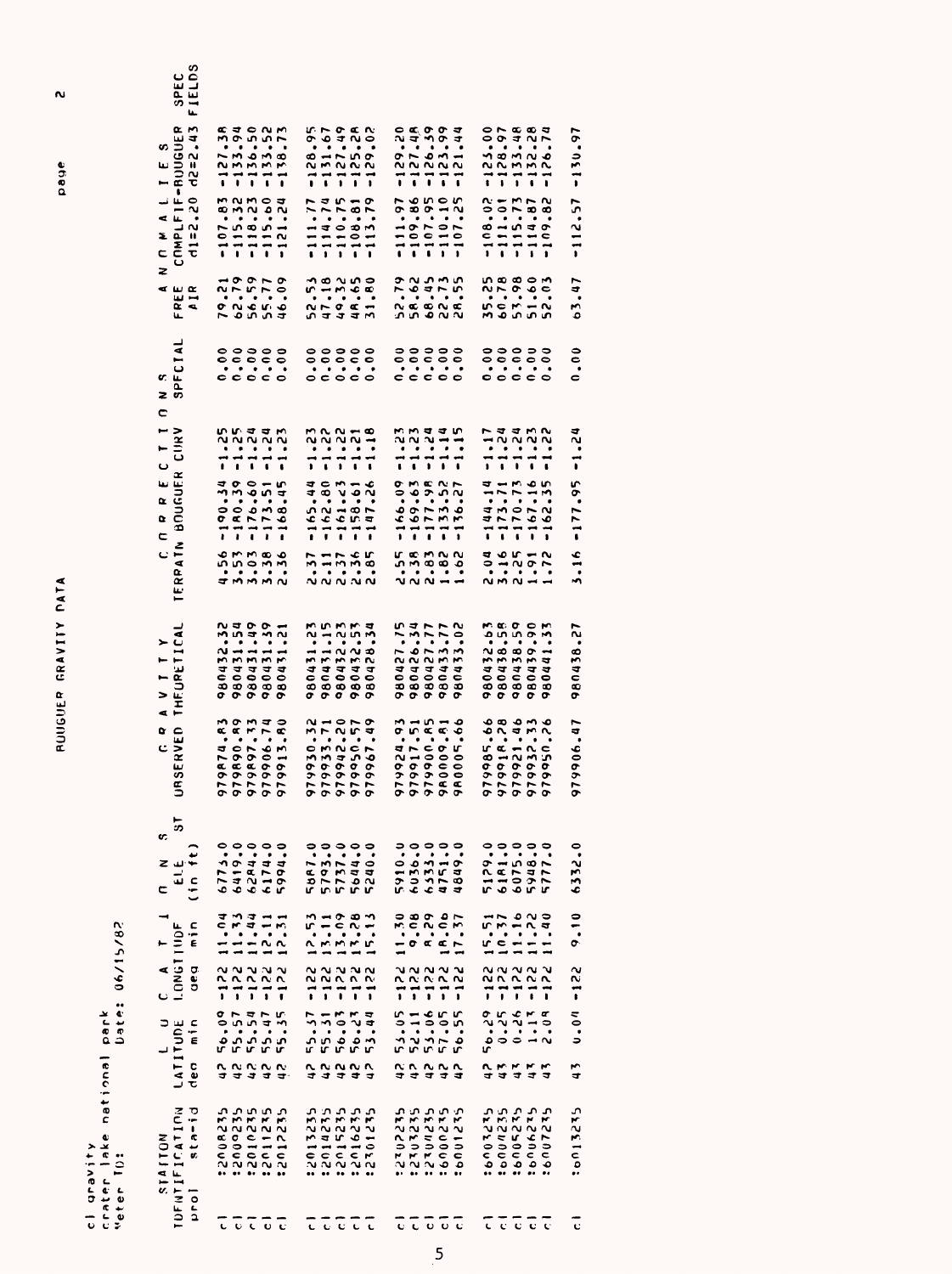# BOUGUER GRAVITY DATA

cl gravity
crater lake national park
Meter ID: Date: 06/15/82

| STATION IDENTIFICATION prol | sta-id | LATITUDE deg | min | LONGITUDE deg | min | ELE (in ft) | ST | OBSERVED | THEORETICAL | TERRAIN | BOUGUER | CURV | SPECIAL | FREE AIR | COMPLETE-BOUGUER d1=2.20 | d2=2.43 | SPEC FIELDS |
|---|---|---|---|---|---|---|---|---|---|---|---|---|---|---|---|---|---|
| | | L O C A T I O N S | | | | | | G R A V I T Y | | C O R R E C T I O N S | | | | A N O M A L I E S | | | |
| cl | :2008235 | 42 | 56.09 | -122 | 11.04 | 6773.0 | | 979874.83 | 980432.32 | 4.56 | -190.34 | -1.25 | 0.00 | 79.21 | -107.83 | -127.38 | |
| cl | :2009235 | 42 | 55.57 | -122 | 11.33 | 6419.0 | | 979890.89 | 980431.54 | 3.53 | -180.39 | -1.25 | 0.00 | 62.79 | -115.32 | -133.94 | |
| cl | :2010235 | 42 | 55.54 | -122 | 11.44 | 6284.0 | | 979897.33 | 980431.49 | 3.03 | -176.60 | -1.24 | 0.00 | 56.59 | -118.23 | -136.50 | |
| cl | :2011235 | 42 | 55.47 | -122 | 12.11 | 6174.0 | | 979906.74 | 980431.39 | 3.38 | -173.51 | -1.24 | 0.00 | 55.77 | -115.60 | -133.52 | |
| cl | :2012235 | 42 | 55.35 | -122 | 12.31 | 5994.0 | | 979913.80 | 980431.21 | 2.36 | -168.45 | -1.23 | 0.00 | 46.09 | -121.24 | -138.73 | |
| cl | :2013235 | 42 | 55.37 | -122 | 12.53 | 5887.0 | | 979930.32 | 980431.23 | 2.37 | -165.44 | -1.23 | 0.00 | 52.53 | -111.77 | -128.95 | |
| cl | :2014235 | 42 | 55.31 | -122 | 13.11 | 5793.0 | | 979933.71 | 980431.15 | 2.11 | -162.80 | -1.22 | 0.00 | 47.18 | -114.74 | -131.67 | |
| cl | :2015235 | 42 | 56.03 | -122 | 13.09 | 5737.0 | | 979942.20 | 980432.23 | 2.37 | -161.23 | -1.22 | 0.00 | 49.32 | -110.75 | -127.49 | |
| cl | :2016235 | 42 | 56.23 | -122 | 13.28 | 5644.0 | | 979950.57 | 980432.53 | 2.36 | -158.61 | -1.21 | 0.00 | 48.65 | -108.81 | -125.28 | |
| cl | :2301235 | 42 | 53.44 | -122 | 15.13 | 5240.0 | | 979967.49 | 980428.34 | 2.85 | -147.26 | -1.18 | 0.00 | 31.80 | -113.79 | -129.02 | |
| cl | :2302235 | 42 | 53.05 | -122 | 11.30 | 5910.0 | | 979924.93 | 980427.75 | 2.55 | -166.09 | -1.23 | 0.00 | 52.79 | -111.97 | -129.20 | |
| cl | :2303235 | 42 | 52.11 | -122 | 9.08 | 6036.0 | | 979917.51 | 980426.34 | 2.38 | -169.63 | -1.23 | 0.00 | 58.62 | -109.86 | -127.48 | |
| cl | :2304235 | 42 | 53.06 | -122 | 8.29 | 6333.0 | | 979900.85 | 980427.77 | 2.83 | -177.98 | -1.24 | 0.00 | 68.45 | -107.95 | -126.39 | |
| cl | :6000235 | 42 | 57.05 | -122 | 18.06 | 4751.0 | | 980009.81 | 980433.77 | 1.82 | -133.52 | -1.14 | 0.00 | 22.73 | -110.10 | -123.99 | |
| cl | :6001235 | 42 | 56.55 | -122 | 17.37 | 4849.0 | | 980005.66 | 980433.02 | 1.62 | -136.27 | -1.15 | 0.00 | 28.55 | -107.25 | -121.44 | |
| cl | :6003235 | 42 | 56.29 | -122 | 15.51 | 5129.0 | | 979985.66 | 980432.63 | 2.04 | -144.14 | -1.17 | 0.00 | 35.25 | -108.02 | -123.00 | |
| cl | :6004235 | 43 | 0.25 | -122 | 10.37 | 6181.0 | | 979918.28 | 980438.58 | 3.16 | -173.71 | -1.24 | 0.00 | 60.78 | -111.01 | -128.97 | |
| cl | :6005235 | 43 | 0.26 | -122 | 11.16 | 6075.0 | | 979921.46 | 980438.59 | 2.25 | -170.73 | -1.24 | 0.00 | 53.98 | -115.73 | -133.48 | |
| cl | :6006235 | 43 | 1.13 | -122 | 11.22 | 5948.0 | | 979932.33 | 980439.90 | 1.91 | -167.16 | -1.23 | 0.00 | 51.60 | -114.87 | -132.28 | |
| cl | :6007235 | 43 | 2.09 | -122 | 11.40 | 5777.0 | | 979950.26 | 980441.33 | 1.72 | -162.35 | -1.22 | 0.00 | 52.03 | -109.82 | -126.74 | |
| cl | :6013235 | 43 | 0.04 | -122 | 9.10 | 6332.0 | | 979906.47 | 980438.27 | 3.16 | -177.95 | -1.24 | 0.00 | 63.47 | -112.57 | -130.97 | |